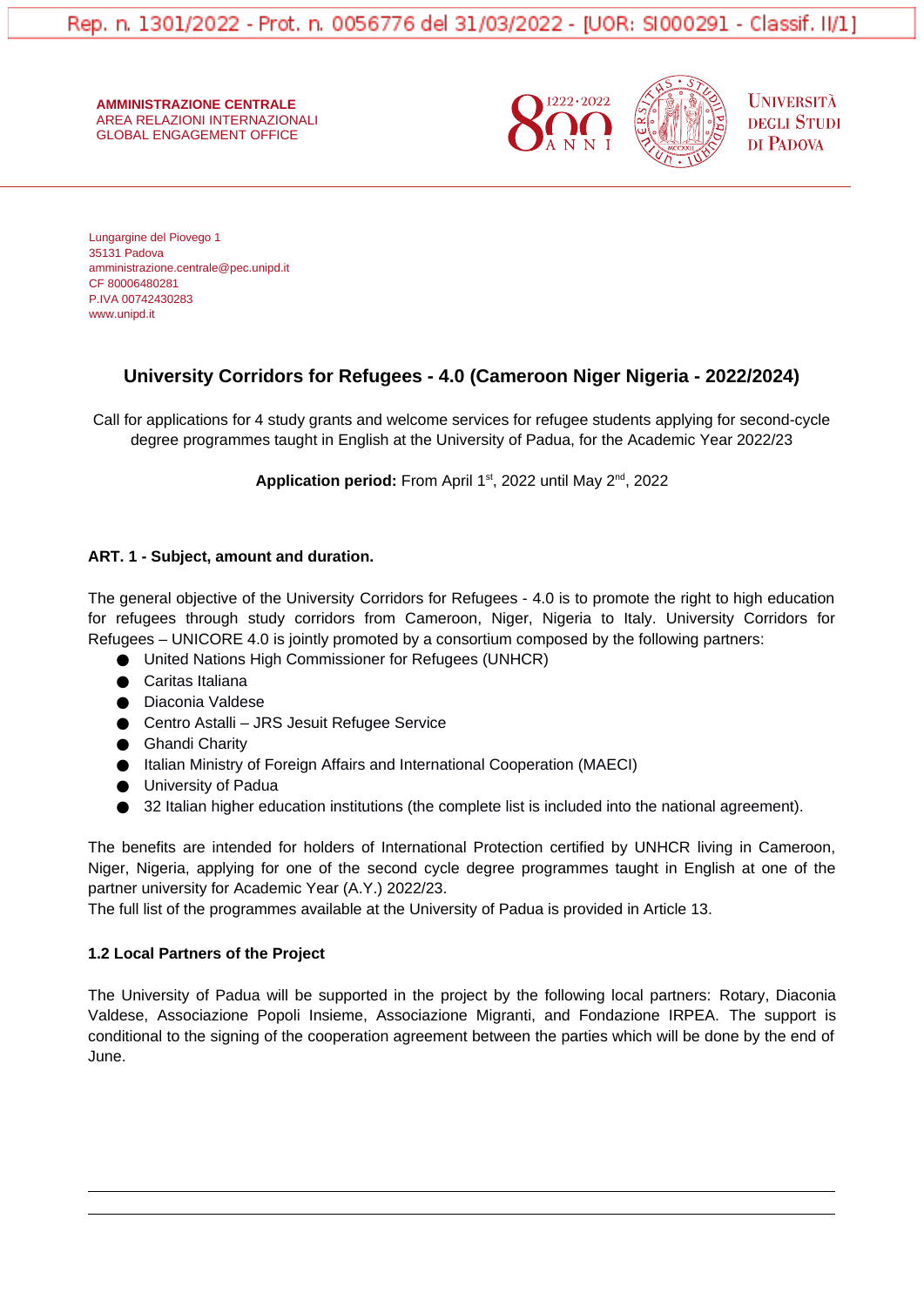Rep. n. 1301/2022 - Prot. n. 0056776 del 31/03/2022 - [UOR: SI000291 - Classif. II/1]

**AMMINISTRAZIONE CENTRALE**
AREA RELAZIONI INTERNAZIONALI
GLOBAL ENGAGEMENT OFFICE

UNIVERSITÀ DEGLI STUDI DI PADOVA

Lungargine del Piovego 1
35131 Padova
amministrazione.centrale@pec.unipd.it
CF 80006480281
P.IVA 00742430283
www.unipd.it

# University Corridors for Refugees - 4.0 (Cameroon Niger Nigeria - 2022/2024)

Call for applications for 4 study grants and welcome services for refugee students applying for second-cycle degree programmes taught in English at the University of Padua, for the Academic Year 2022/23

**Application period:** From April 1st, 2022 until May 2nd, 2022

## ART. 1 - Subject, amount and duration.

The general objective of the University Corridors for Refugees - 4.0 is to promote the right to high education for refugees through study corridors from Cameroon, Niger, Nigeria to Italy. University Corridors for Refugees – UNICORE 4.0 is jointly promoted by a consortium composed by the following partners:

- United Nations High Commissioner for Refugees (UNHCR)
- Caritas Italiana
- Diaconia Valdese
- Centro Astalli – JRS Jesuit Refugee Service
- Ghandi Charity
- Italian Ministry of Foreign Affairs and International Cooperation (MAECI)
- University of Padua
- 32 Italian higher education institutions (the complete list is included into the national agreement).

The benefits are intended for holders of International Protection certified by UNHCR living in Cameroon, Niger, Nigeria, applying for one of the second cycle degree programmes taught in English at one of the partner university for Academic Year (A.Y.) 2022/23.
The full list of the programmes available at the University of Padua is provided in Article 13.

### 1.2 Local Partners of the Project

The University of Padua will be supported in the project by the following local partners: Rotary, Diaconia Valdese, Associazione Popoli Insieme, Associazione Migranti, and Fondazione IRPEA. The support is conditional to the signing of the cooperation agreement between the parties which will be done by the end of June.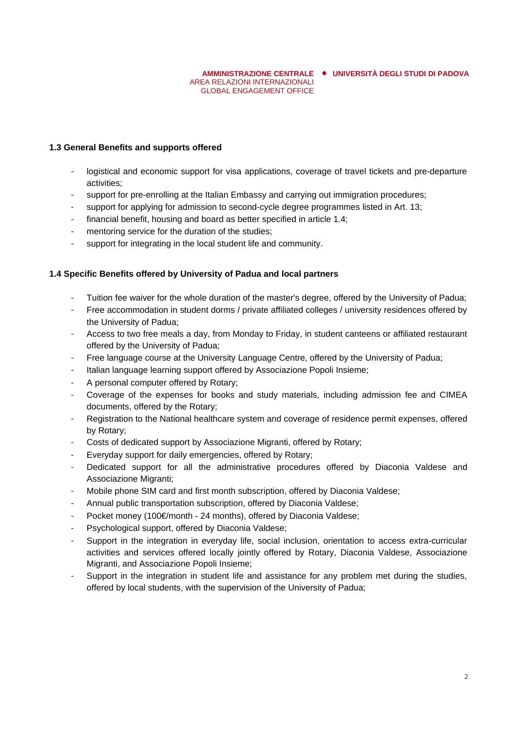### 1.3 General Benefits and supports offered

- logistical and economic support for visa applications, coverage of travel tickets and pre-departure activities;
- support for pre-enrolling at the Italian Embassy and carrying out immigration procedures;
- support for applying for admission to second-cycle degree programmes listed in Art. 13;
- financial benefit, housing and board as better specified in article 1.4;
- mentoring service for the duration of the studies;
- support for integrating in the local student life and community.

### 1.4 Specific Benefits offered by University of Padua and local partners

- Tuition fee waiver for the whole duration of the master's degree, offered by the University of Padua;
- Free accommodation in student dorms / private affiliated colleges / university residences offered by the University of Padua;
- Access to two free meals a day, from Monday to Friday, in student canteens or affiliated restaurant offered by the University of Padua;
- Free language course at the University Language Centre, offered by the University of Padua;
- Italian language learning support offered by Associazione Popoli Insieme;
- A personal computer offered by Rotary;
- Coverage of the expenses for books and study materials, including admission fee and CIMEA documents, offered by the Rotary;
- Registration to the National healthcare system and coverage of residence permit expenses, offered by Rotary;
- Costs of dedicated support by Associazione Migranti, offered by Rotary;
- Everyday support for daily emergencies, offered by Rotary;
- Dedicated support for all the administrative procedures offered by Diaconia Valdese and Associazione Migranti;
- Mobile phone SIM card and first month subscription, offered by Diaconia Valdese;
- Annual public transportation subscription, offered by Diaconia Valdese;
- Pocket money (100€/month - 24 months), offered by Diaconia Valdese;
- Psychological support, offered by Diaconia Valdese;
- Support in the integration in everyday life, social inclusion, orientation to access extra-curricular activities and services offered locally jointly offered by Rotary, Diaconia Valdese, Associazione Migranti, and Associazione Popoli Insieme;
- Support in the integration in student life and assistance for any problem met during the studies, offered by local students, with the supervision of the University of Padua;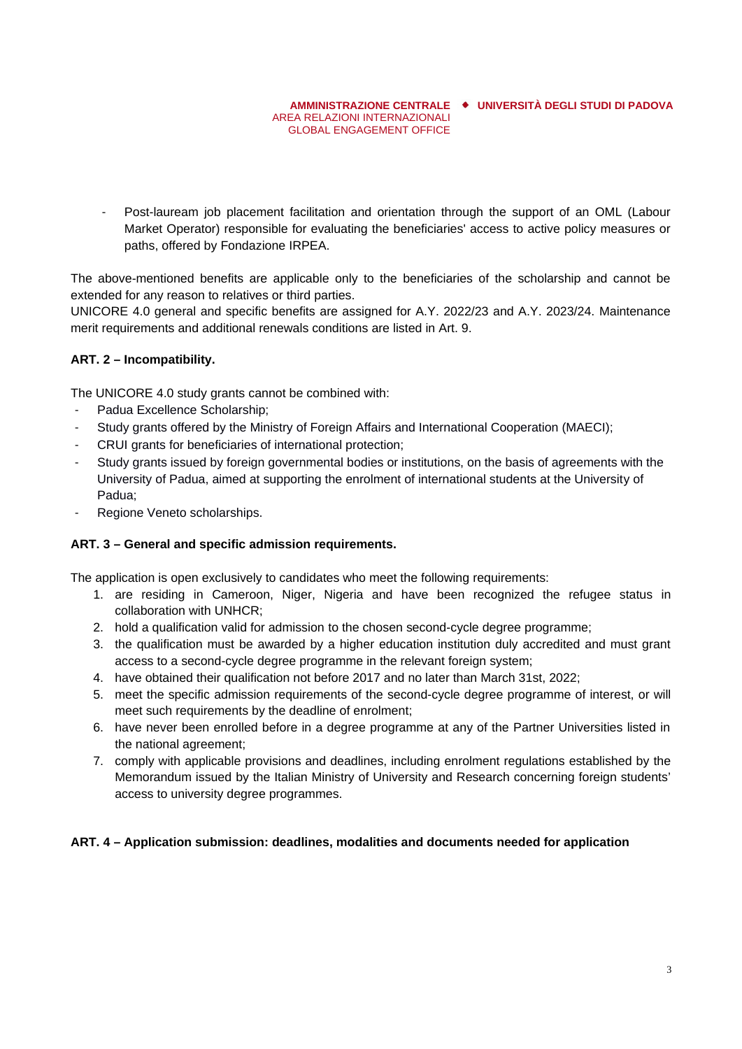- Post-lauream job placement facilitation and orientation through the support of an OML (Labour Market Operator) responsible for evaluating the beneficiaries' access to active policy measures or paths, offered by Fondazione IRPEA.

The above-mentioned benefits are applicable only to the beneficiaries of the scholarship and cannot be extended for any reason to relatives or third parties.
UNICORE 4.0 general and specific benefits are assigned for A.Y. 2022/23 and A.Y. 2023/24. Maintenance merit requirements and additional renewals conditions are listed in Art. 9.

**ART. 2 – Incompatibility.**

The UNICORE 4.0 study grants cannot be combined with:

- Padua Excellence Scholarship;
- Study grants offered by the Ministry of Foreign Affairs and International Cooperation (MAECI);
- CRUI grants for beneficiaries of international protection;
- Study grants issued by foreign governmental bodies or institutions, on the basis of agreements with the University of Padua, aimed at supporting the enrolment of international students at the University of Padua;
- Regione Veneto scholarships.

**ART. 3 – General and specific admission requirements.**

The application is open exclusively to candidates who meet the following requirements:

1. are residing in Cameroon, Niger, Nigeria and have been recognized the refugee status in collaboration with UNHCR;
2. hold a qualification valid for admission to the chosen second-cycle degree programme;
3. the qualification must be awarded by a higher education institution duly accredited and must grant access to a second-cycle degree programme in the relevant foreign system;
4. have obtained their qualification not before 2017 and no later than March 31st, 2022;
5. meet the specific admission requirements of the second-cycle degree programme of interest, or will meet such requirements by the deadline of enrolment;
6. have never been enrolled before in a degree programme at any of the Partner Universities listed in the national agreement;
7. comply with applicable provisions and deadlines, including enrolment regulations established by the Memorandum issued by the Italian Ministry of University and Research concerning foreign students' access to university degree programmes.

**ART. 4 – Application submission: deadlines, modalities and documents needed for application**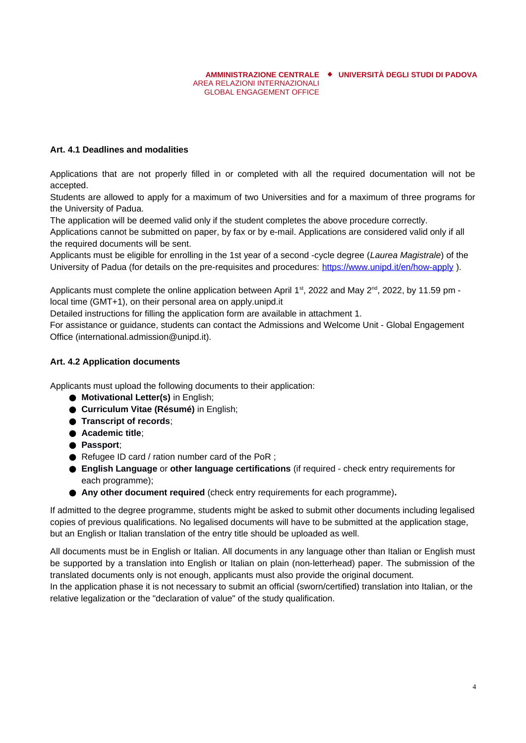### Art. 4.1 Deadlines and modalities

Applications that are not properly filled in or completed with all the required documentation will not be accepted.
Students are allowed to apply for a maximum of two Universities and for a maximum of three programs for the University of Padua.
The application will be deemed valid only if the student completes the above procedure correctly.
Applications cannot be submitted on paper, by fax or by e-mail. Applications are considered valid only if all the required documents will be sent.
Applicants must be eligible for enrolling in the 1st year of a second -cycle degree (*Laurea Magistrale*) of the University of Padua (for details on the pre-requisites and procedures: [https://www.unipd.it/en/how-apply](https://www.unipd.it/en/how-apply) ).

Applicants must complete the online application between April 1st, 2022 and May 2nd, 2022, by 11.59 pm - local time (GMT+1), on their personal area on apply.unipd.it
Detailed instructions for filling the application form are available in attachment 1.
For assistance or guidance, students can contact the Admissions and Welcome Unit - Global Engagement Office (international.admission@unipd.it).

### Art. 4.2 Application documents

Applicants must upload the following documents to their application:

- **Motivational Letter(s)** in English;
- **Curriculum Vitae (Résumé)** in English;
- **Transcript of records**;
- **Academic title**;
- **Passport**;
- Refugee ID card / ration number card of the PoR ;
- **English Language** or **other language certifications** (if required - check entry requirements for each programme);
- **Any other document required** (check entry requirements for each programme)**.**

If admitted to the degree programme, students might be asked to submit other documents including legalised copies of previous qualifications. No legalised documents will have to be submitted at the application stage, but an English or Italian translation of the entry title should be uploaded as well.

All documents must be in English or Italian. All documents in any language other than Italian or English must be supported by a translation into English or Italian on plain (non-letterhead) paper. The submission of the translated documents only is not enough, applicants must also provide the original document.
In the application phase it is not necessary to submit an official (sworn/certified) translation into Italian, or the relative legalization or the "declaration of value" of the study qualification.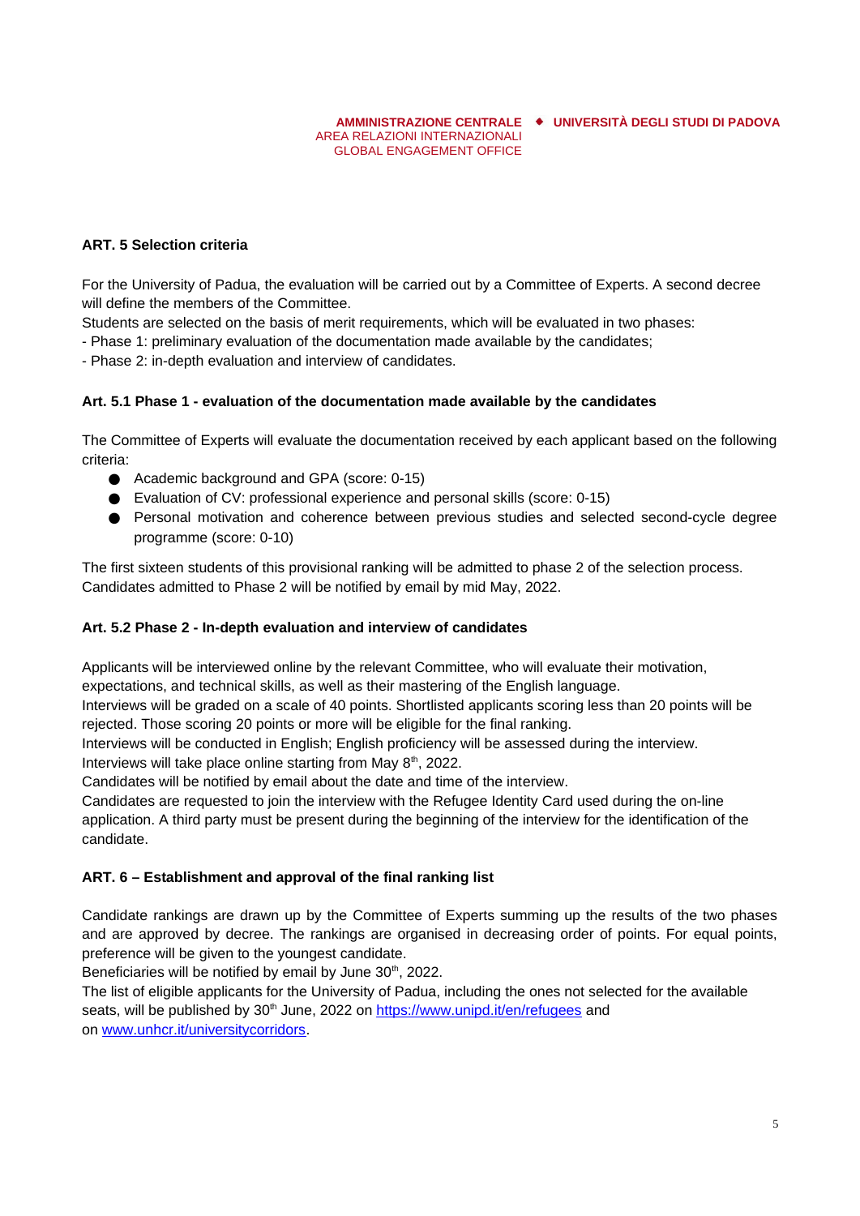## ART. 5 Selection criteria

For the University of Padua, the evaluation will be carried out by a Committee of Experts. A second decree will define the members of the Committee.

Students are selected on the basis of merit requirements, which will be evaluated in two phases:

- Phase 1: preliminary evaluation of the documentation made available by the candidates;
- Phase 2: in-depth evaluation and interview of candidates.

### Art. 5.1 Phase 1 - evaluation of the documentation made available by the candidates

The Committee of Experts will evaluate the documentation received by each applicant based on the following criteria:

- Academic background and GPA (score: 0-15)
- Evaluation of CV: professional experience and personal skills (score: 0-15)
- Personal motivation and coherence between previous studies and selected second-cycle degree programme (score: 0-10)

The first sixteen students of this provisional ranking will be admitted to phase 2 of the selection process. Candidates admitted to Phase 2 will be notified by email by mid May, 2022.

### Art. 5.2 Phase 2 - In-depth evaluation and interview of candidates

Applicants will be interviewed online by the relevant Committee, who will evaluate their motivation, expectations, and technical skills, as well as their mastering of the English language.

Interviews will be graded on a scale of 40 points. Shortlisted applicants scoring less than 20 points will be rejected. Those scoring 20 points or more will be eligible for the final ranking.

Interviews will be conducted in English; English proficiency will be assessed during the interview.

Interviews will take place online starting from May 8th, 2022.

Candidates will be notified by email about the date and time of the interview.

Candidates are requested to join the interview with the Refugee Identity Card used during the on-line application. A third party must be present during the beginning of the interview for the identification of the candidate.

## ART. 6 – Establishment and approval of the final ranking list

Candidate rankings are drawn up by the Committee of Experts summing up the results of the two phases and are approved by decree. The rankings are organised in decreasing order of points. For equal points, preference will be given to the youngest candidate.

Beneficiaries will be notified by email by June 30th, 2022.

The list of eligible applicants for the University of Padua, including the ones not selected for the available seats, will be published by 30th June, 2022 on [https://www.unipd.it/en/refugees](https://www.unipd.it/en/refugees) and on [www.unhcr.it/universitycorridors](www.unhcr.it/universitycorridors).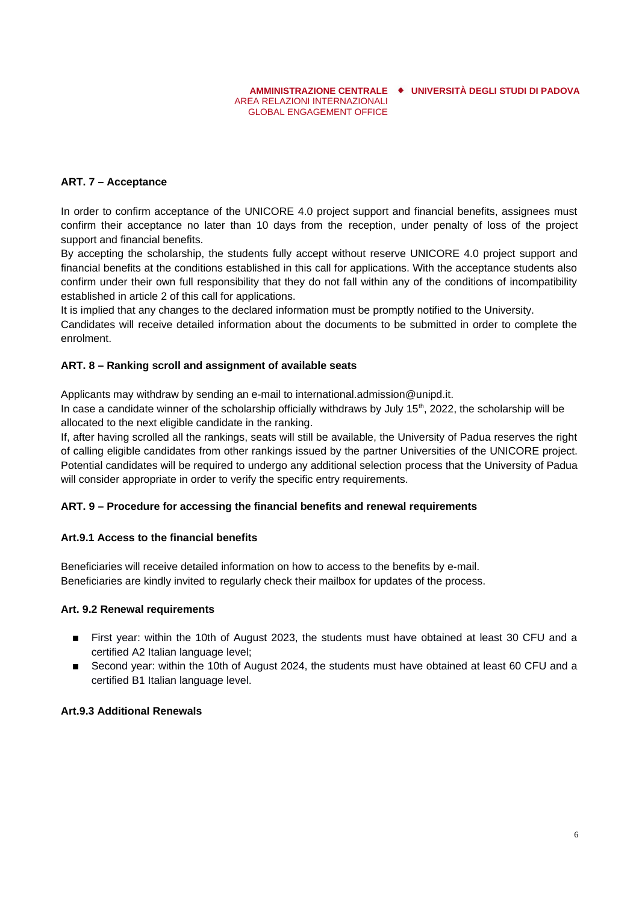## ART. 7 – Acceptance

In order to confirm acceptance of the UNICORE 4.0 project support and financial benefits, assignees must confirm their acceptance no later than 10 days from the reception, under penalty of loss of the project support and financial benefits.

By accepting the scholarship, the students fully accept without reserve UNICORE 4.0 project support and financial benefits at the conditions established in this call for applications. With the acceptance students also confirm under their own full responsibility that they do not fall within any of the conditions of incompatibility established in article 2 of this call for applications.

It is implied that any changes to the declared information must be promptly notified to the University.

Candidates will receive detailed information about the documents to be submitted in order to complete the enrolment.

## ART. 8 – Ranking scroll and assignment of available seats

Applicants may withdraw by sending an e-mail to international.admission@unipd.it.

In case a candidate winner of the scholarship officially withdraws by July 15th, 2022, the scholarship will be allocated to the next eligible candidate in the ranking.

If, after having scrolled all the rankings, seats will still be available, the University of Padua reserves the right of calling eligible candidates from other rankings issued by the partner Universities of the UNICORE project. Potential candidates will be required to undergo any additional selection process that the University of Padua will consider appropriate in order to verify the specific entry requirements.

## ART. 9 – Procedure for accessing the financial benefits and renewal requirements

### Art.9.1 Access to the financial benefits

Beneficiaries will receive detailed information on how to access to the benefits by e-mail.

Beneficiaries are kindly invited to regularly check their mailbox for updates of the process.

### Art. 9.2 Renewal requirements

- First year: within the 10th of August 2023, the students must have obtained at least 30 CFU and a certified A2 Italian language level;
- Second year: within the 10th of August 2024, the students must have obtained at least 60 CFU and a certified B1 Italian language level.

### Art.9.3 Additional Renewals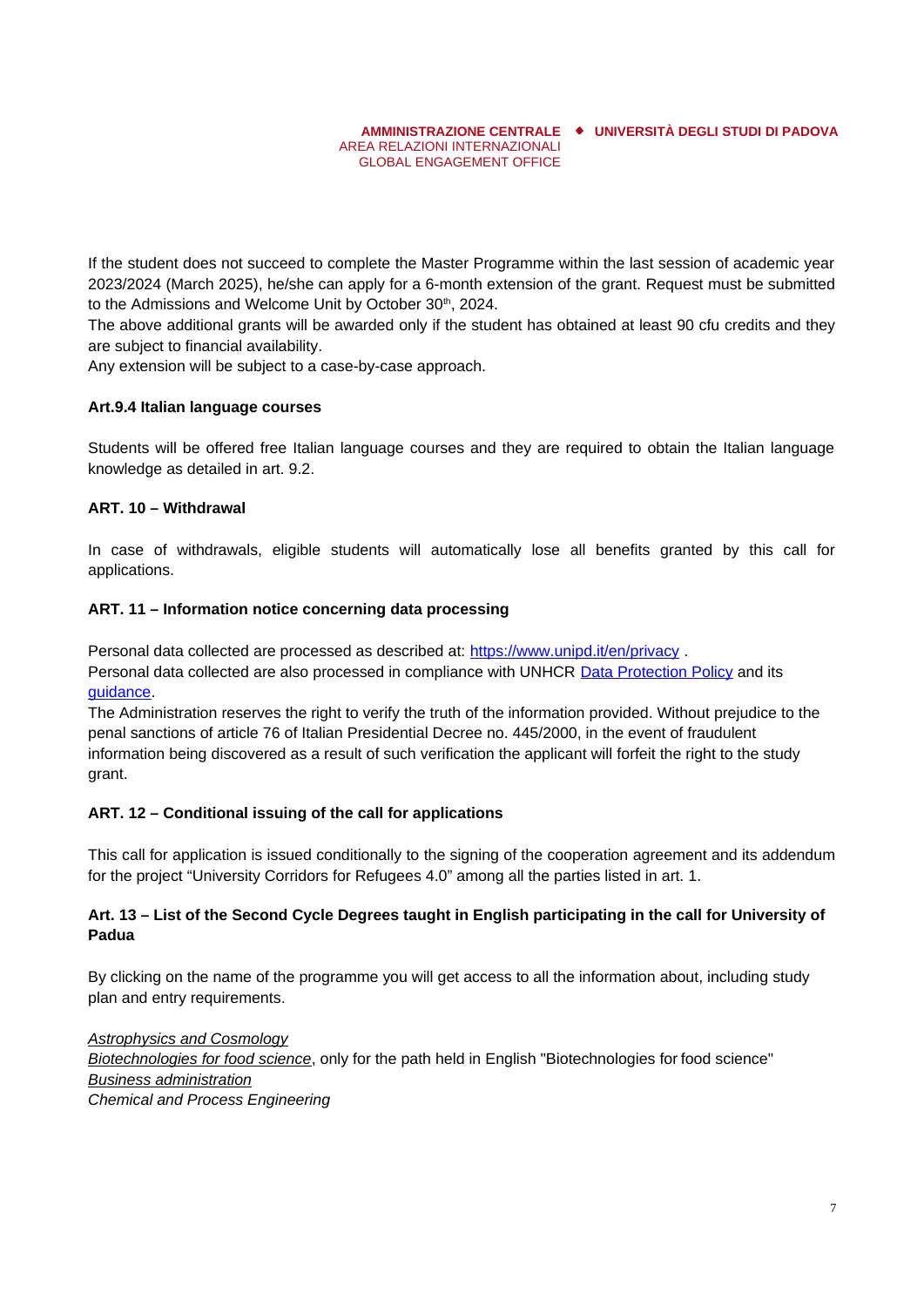If the student does not succeed to complete the Master Programme within the last session of academic year 2023/2024 (March 2025), he/she can apply for a 6-month extension of the grant. Request must be submitted to the Admissions and Welcome Unit by October 30th, 2024.
The above additional grants will be awarded only if the student has obtained at least 90 cfu credits and they are subject to financial availability.
Any extension will be subject to a case-by-case approach.

**Art.9.4 Italian language courses**

Students will be offered free Italian language courses and they are required to obtain the Italian language knowledge as detailed in art. 9.2.

**ART. 10 – Withdrawal**

In case of withdrawals, eligible students will automatically lose all benefits granted by this call for applications.

**ART. 11 – Information notice concerning data processing**

Personal data collected are processed as described at: [https://www.unipd.it/en/privacy](https://www.unipd.it/en/privacy) .
Personal data collected are also processed in compliance with UNHCR Data Protection Policy and its guidance.
The Administration reserves the right to verify the truth of the information provided. Without prejudice to the penal sanctions of article 76 of Italian Presidential Decree no. 445/2000, in the event of fraudulent information being discovered as a result of such verification the applicant will forfeit the right to the study grant.

**ART. 12 – Conditional issuing of the call for applications**

This call for application is issued conditionally to the signing of the cooperation agreement and its addendum for the project "University Corridors for Refugees 4.0" among all the parties listed in art. 1.

**Art. 13 – List of the Second Cycle Degrees taught in English participating in the call for University of Padua**

By clicking on the name of the programme you will get access to all the information about, including study plan and entry requirements.

*Astrophysics and Cosmology*
*Biotechnologies for food science*, only for the path held in English "Biotechnologies for food science"
*Business administration*
*Chemical and Process Engineering*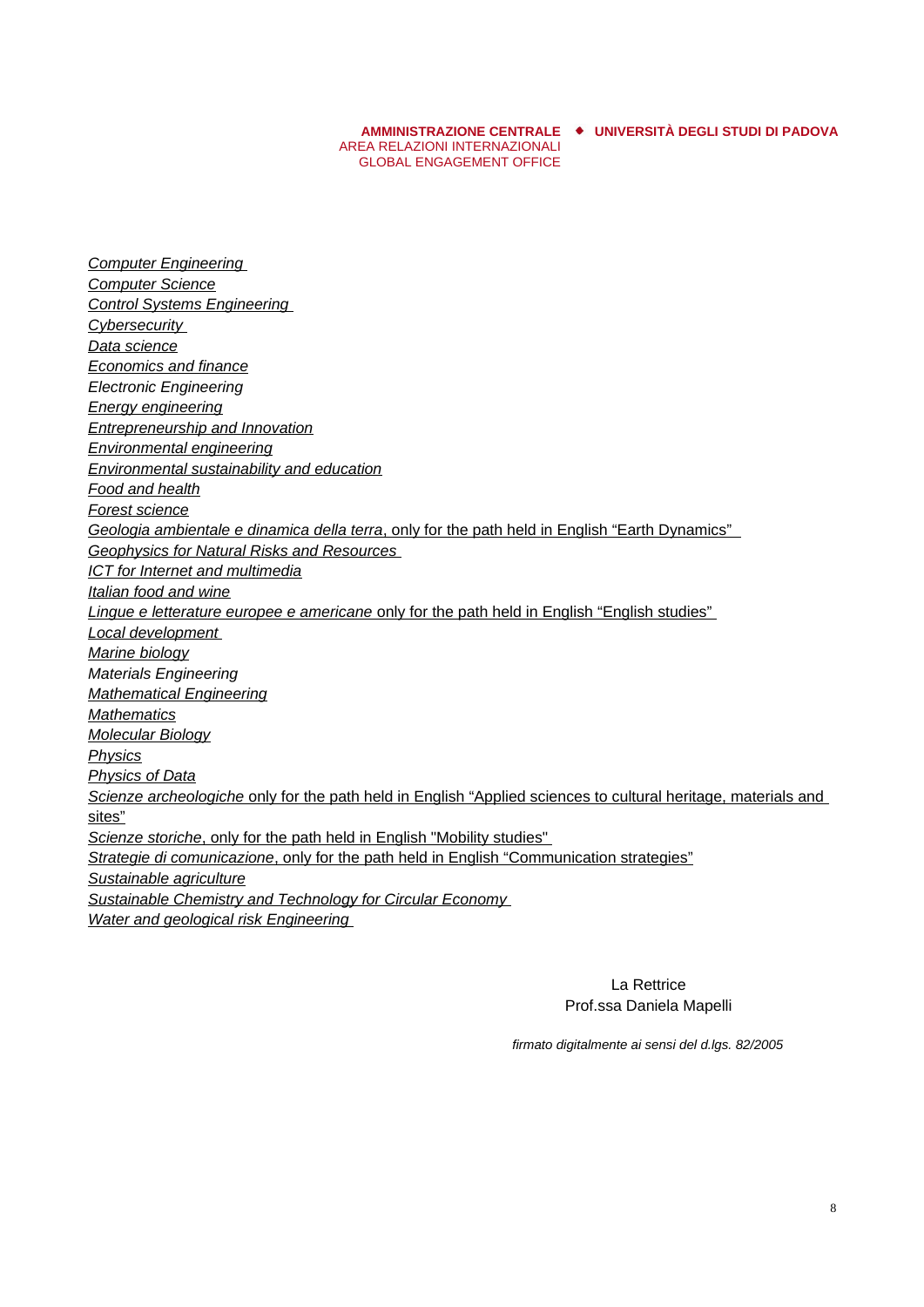*Computer Engineering*
*Computer Science*
*Control Systems Engineering*
*Cybersecurity*
*Data science*
*Economics and finance*
*Electronic Engineering*
*Energy engineering*
*Entrepreneurship and Innovation*
*Environmental engineering*
*Environmental sustainability and education*
*Food and health*
*Forest science*
*Geologia ambientale e dinamica della terra*, only for the path held in English “Earth Dynamics”
*Geophysics for Natural Risks and Resources*
*ICT for Internet and multimedia*
*Italian food and wine*
*Lingue e letterature europee e americane* only for the path held in English “English studies”
*Local development*
*Marine biology*
*Materials Engineering*
*Mathematical Engineering*
*Mathematics*
*Molecular Biology*
*Physics*
*Physics of Data*
*Scienze archeologiche* only for the path held in English “Applied sciences to cultural heritage, materials and sites”
*Scienze storiche*, only for the path held in English "Mobility studies"
*Strategie di comunicazione*, only for the path held in English “Communication strategies”
*Sustainable agriculture*
*Sustainable Chemistry and Technology for Circular Economy*
*Water and geological risk Engineering*

La Rettrice
Prof.ssa Daniela Mapelli

*firmato digitalmente ai sensi del d.lgs. 82/2005*